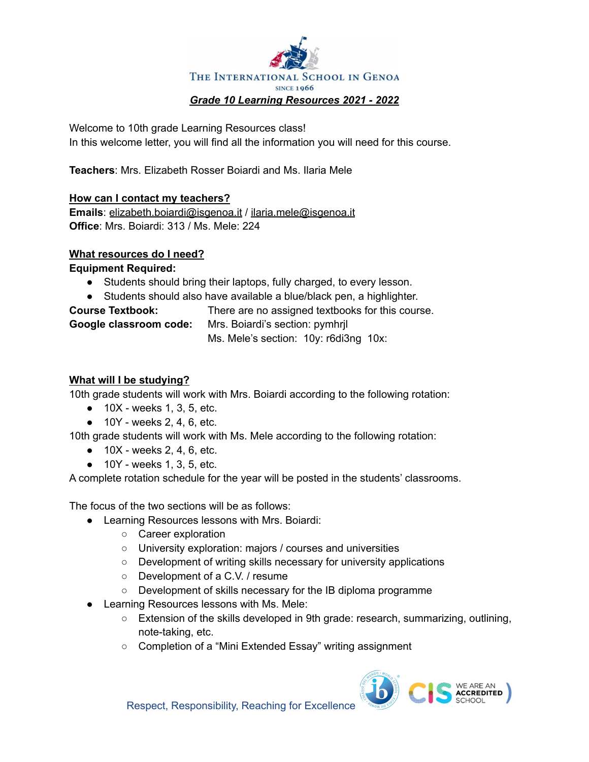# The International School in Genoa

SINCE 1966

## *Grade 10 Learning Resources 2021 - 2022*

Welcome to 10th grade Learning Resources class!
In this welcome letter, you will find all the information you will need for this course.

**Teachers**: Mrs. Elizabeth Rosser Boiardi and Ms. Ilaria Mele

### How can I contact my teachers?

**Emails**: elizabeth.boiardi@isgenoa.it / ilaria.mele@isgenoa.it
**Office**: Mrs. Boiardi: 313 / Ms. Mele: 224

### What resources do I need?

**Equipment Required:**

- Students should bring their laptops, fully charged, to every lesson.
- Students should also have available a blue/black pen, a highlighter.

**Course Textbook:** There are no assigned textbooks for this course.
**Google classroom code:** Mrs. Boiardi's section: pymhrjl
Ms. Mele's section: 10y: r6di3ng 10x:

### What will I be studying?

10th grade students will work with Mrs. Boiardi according to the following rotation:

- 10X - weeks 1, 3, 5, etc.
- 10Y - weeks 2, 4, 6, etc.

10th grade students will work with Ms. Mele according to the following rotation:

- 10X - weeks 2, 4, 6, etc.
- 10Y - weeks 1, 3, 5, etc.

A complete rotation schedule for the year will be posted in the students' classrooms.

The focus of the two sections will be as follows:

- Learning Resources lessons with Mrs. Boiardi:
  - Career exploration
  - University exploration: majors / courses and universities
  - Development of writing skills necessary for university applications
  - Development of a C.V. / resume
  - Development of skills necessary for the IB diploma programme
- Learning Resources lessons with Ms. Mele:
  - Extension of the skills developed in 9th grade: research, summarizing, outlining, note-taking, etc.
  - Completion of a "Mini Extended Essay" writing assignment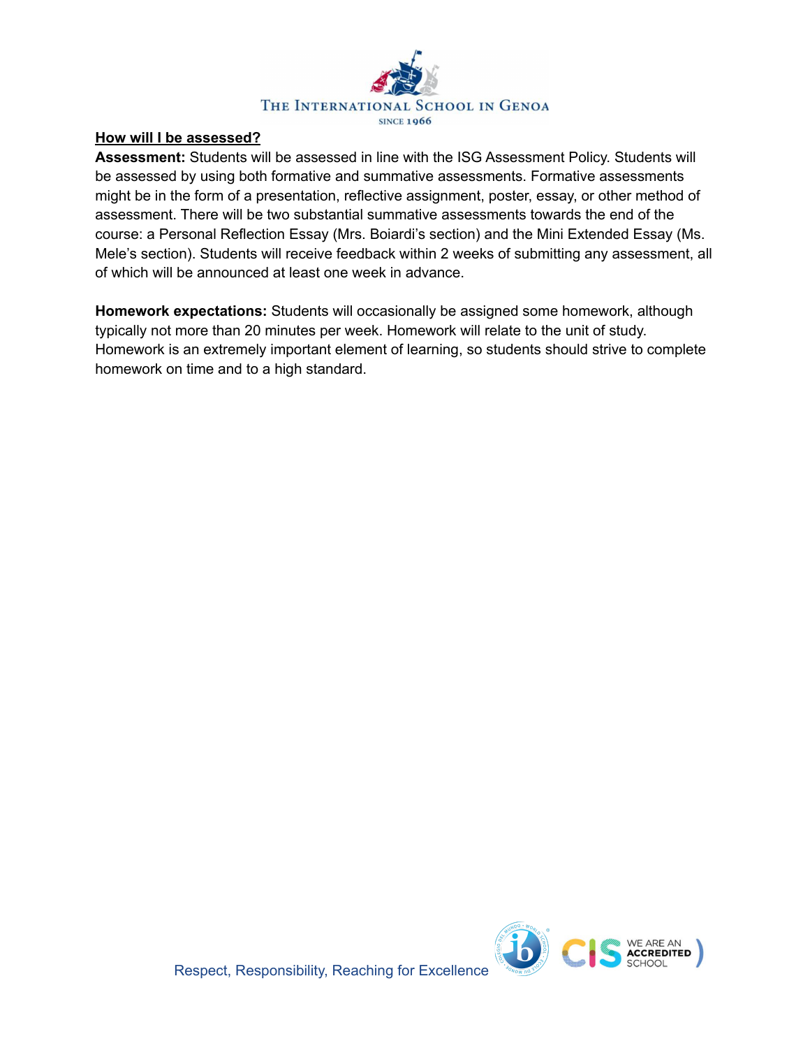**How will I be assessed?**

**Assessment:** Students will be assessed in line with the ISG Assessment Policy. Students will be assessed by using both formative and summative assessments. Formative assessments might be in the form of a presentation, reflective assignment, poster, essay, or other method of assessment. There will be two substantial summative assessments towards the end of the course: a Personal Reflection Essay (Mrs. Boiardi's section) and the Mini Extended Essay (Ms. Mele's section). Students will receive feedback within 2 weeks of submitting any assessment, all of which will be announced at least one week in advance.

**Homework expectations:** Students will occasionally be assigned some homework, although typically not more than 20 minutes per week. Homework will relate to the unit of study. Homework is an extremely important element of learning, so students should strive to complete homework on time and to a high standard.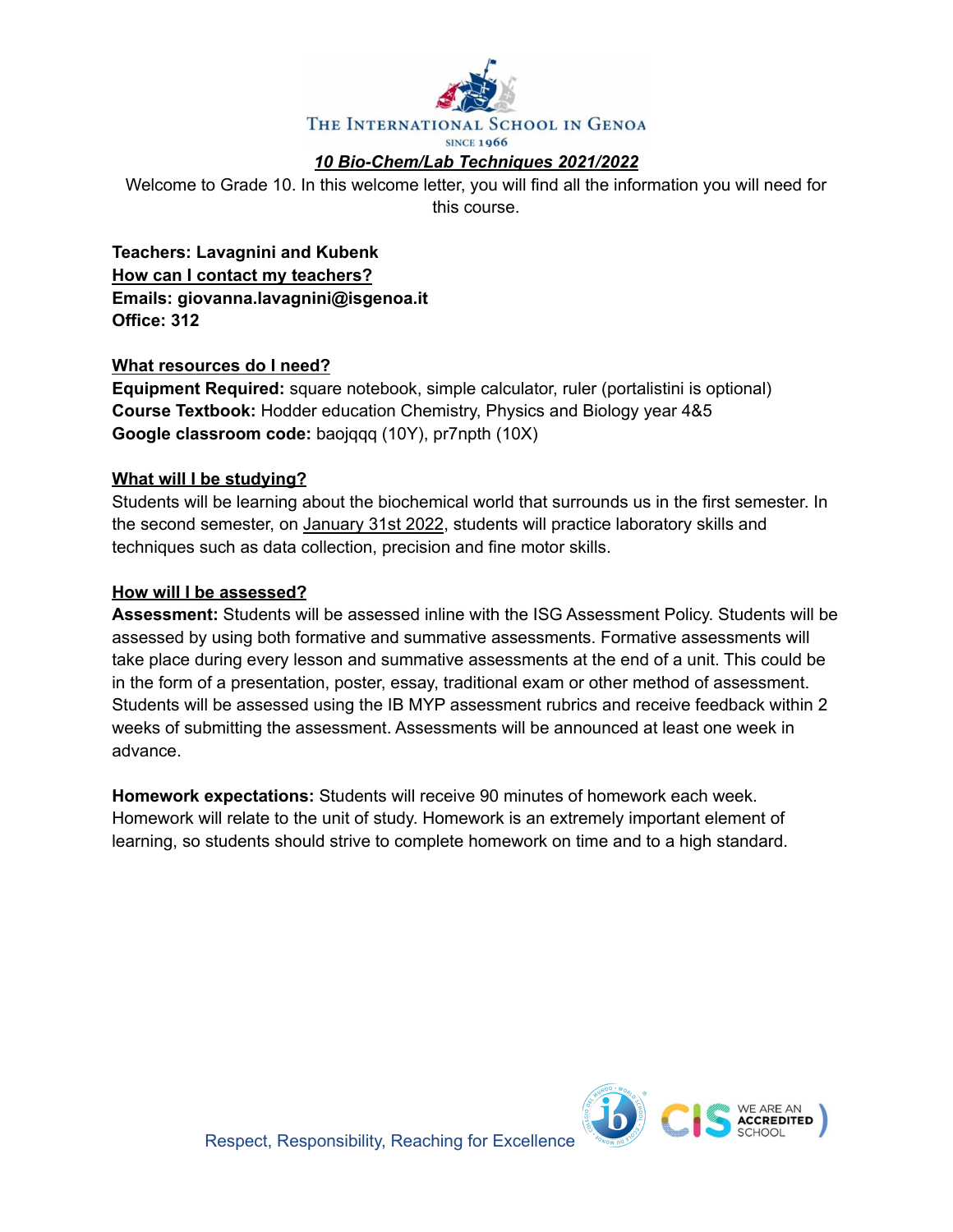THE INTERNATIONAL SCHOOL IN GENOA

SINCE 1966

# *10 Bio-Chem/Lab Techniques 2021/2022*

Welcome to Grade 10. In this welcome letter, you will find all the information you will need for this course.

**Teachers: Lavagnini and Kubenk**

**How can I contact my teachers?**

**Emails: giovanna.lavagnini@isgenoa.it**

**Office: 312**

## What resources do I need?

**Equipment Required:** square notebook, simple calculator, ruler (portalistini is optional)

**Course Textbook:** Hodder education Chemistry, Physics and Biology year 4&5

**Google classroom code:** baojqqq (10Y), pr7npth (10X)

## What will I be studying?

Students will be learning about the biochemical world that surrounds us in the first semester. In the second semester, on January 31st 2022, students will practice laboratory skills and techniques such as data collection, precision and fine motor skills.

## How will I be assessed?

**Assessment:** Students will be assessed inline with the ISG Assessment Policy. Students will be assessed by using both formative and summative assessments. Formative assessments will take place during every lesson and summative assessments at the end of a unit. This could be in the form of a presentation, poster, essay, traditional exam or other method of assessment. Students will be assessed using the IB MYP assessment rubrics and receive feedback within 2 weeks of submitting the assessment. Assessments will be announced at least one week in advance.

**Homework expectations:** Students will receive 90 minutes of homework each week. Homework will relate to the unit of study. Homework is an extremely important element of learning, so students should strive to complete homework on time and to a high standard.

Respect, Responsibility, Reaching for Excellence

WE ARE AN ACCREDITED SCHOOL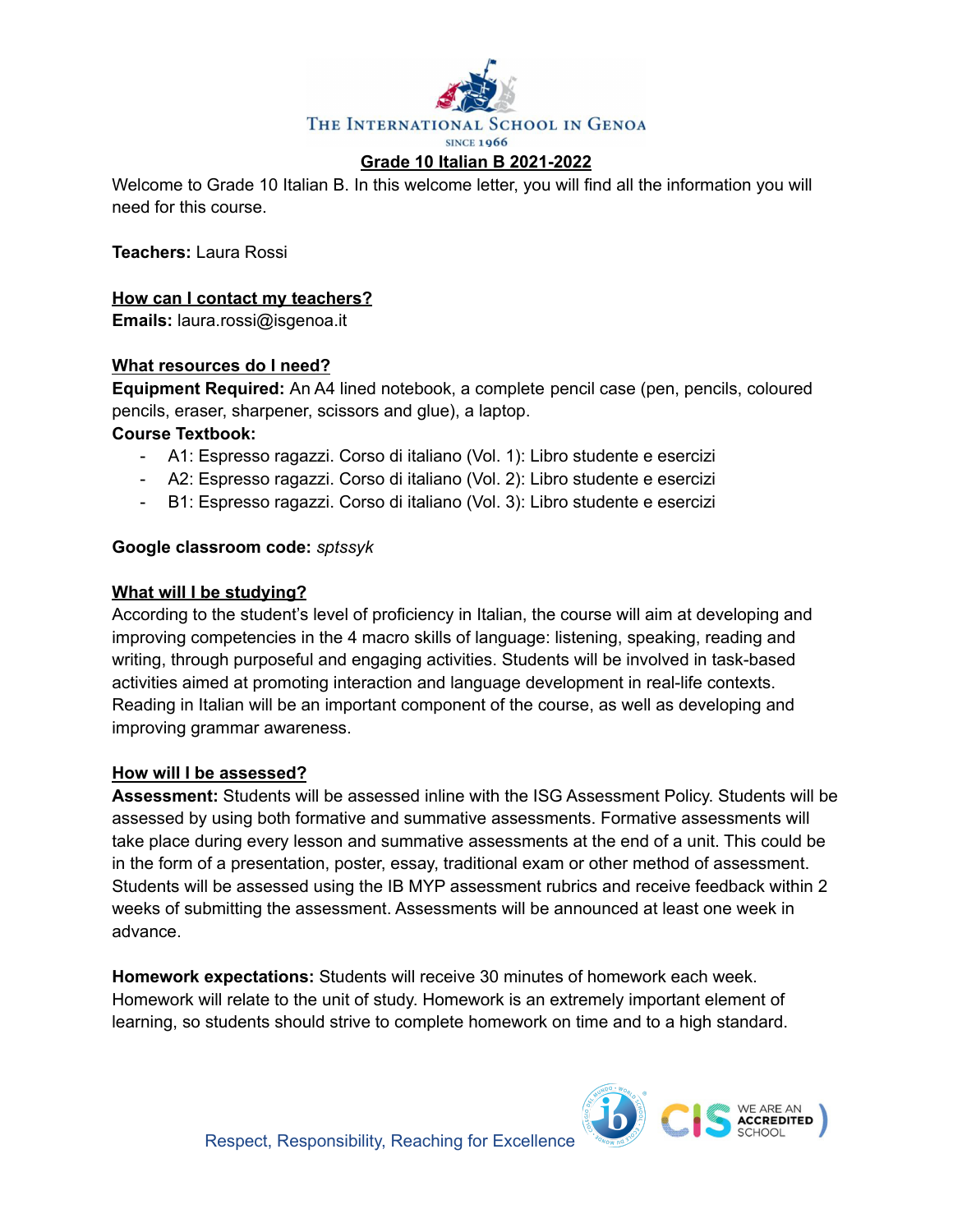THE INTERNATIONAL SCHOOL IN GENOA
SINCE 1966

## Grade 10 Italian B 2021-2022

Welcome to Grade 10 Italian B. In this welcome letter, you will find all the information you will need for this course.

**Teachers:** Laura Rossi

### How can I contact my teachers?

**Emails:** laura.rossi@isgenoa.it

### What resources do I need?

**Equipment Required:** An A4 lined notebook, a complete pencil case (pen, pencils, coloured pencils, eraser, sharpener, scissors and glue), a laptop.

**Course Textbook:**

- A1: Espresso ragazzi. Corso di italiano (Vol. 1): Libro studente e esercizi
- A2: Espresso ragazzi. Corso di italiano (Vol. 2): Libro studente e esercizi
- B1: Espresso ragazzi. Corso di italiano (Vol. 3): Libro studente e esercizi

**Google classroom code:** *sptssyk*

### What will I be studying?

According to the student's level of proficiency in Italian, the course will aim at developing and improving competencies in the 4 macro skills of language: listening, speaking, reading and writing, through purposeful and engaging activities. Students will be involved in task-based activities aimed at promoting interaction and language development in real-life contexts. Reading in Italian will be an important component of the course, as well as developing and improving grammar awareness.

### How will I be assessed?

**Assessment:** Students will be assessed inline with the ISG Assessment Policy. Students will be assessed by using both formative and summative assessments. Formative assessments will take place during every lesson and summative assessments at the end of a unit. This could be in the form of a presentation, poster, essay, traditional exam or other method of assessment. Students will be assessed using the IB MYP assessment rubrics and receive feedback within 2 weeks of submitting the assessment. Assessments will be announced at least one week in advance.

**Homework expectations:** Students will receive 30 minutes of homework each week. Homework will relate to the unit of study. Homework is an extremely important element of learning, so students should strive to complete homework on time and to a high standard.

Respect, Responsibility, Reaching for Excellence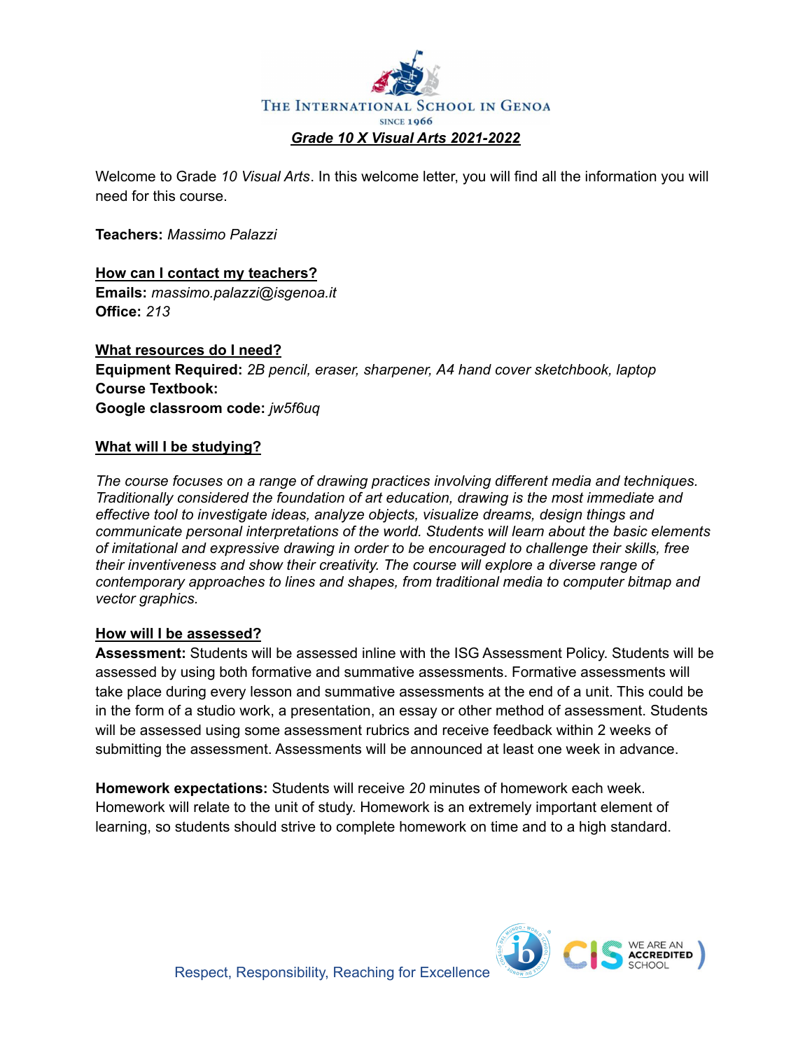THE INTERNATIONAL SCHOOL IN GENOA

SINCE 1966

***Grade 10 X Visual Arts 2021-2022***

Welcome to Grade *10 Visual Arts*. In this welcome letter, you will find all the information you will need for this course.

**Teachers:** *Massimo Palazzi*

**How can I contact my teachers?**

**Emails:** *massimo.palazzi@isgenoa.it*

**Office:** *213*

**What resources do I need?**

**Equipment Required:** *2B pencil, eraser, sharpener, A4 hand cover sketchbook, laptop*

**Course Textbook:**

**Google classroom code:** *jw5f6uq*

**What will I be studying?**

*The course focuses on a range of drawing practices involving different media and techniques. Traditionally considered the foundation of art education, drawing is the most immediate and effective tool to investigate ideas, analyze objects, visualize dreams, design things and communicate personal interpretations of the world. Students will learn about the basic elements of imitational and expressive drawing in order to be encouraged to challenge their skills, free their inventiveness and show their creativity. The course will explore a diverse range of contemporary approaches to lines and shapes, from traditional media to computer bitmap and vector graphics.*

**How will I be assessed?**

**Assessment:** Students will be assessed inline with the ISG Assessment Policy. Students will be assessed by using both formative and summative assessments. Formative assessments will take place during every lesson and summative assessments at the end of a unit. This could be in the form of a studio work, a presentation, an essay or other method of assessment. Students will be assessed using some assessment rubrics and receive feedback within 2 weeks of submitting the assessment. Assessments will be announced at least one week in advance.

**Homework expectations:** Students will receive *20* minutes of homework each week. Homework will relate to the unit of study. Homework is an extremely important element of learning, so students should strive to complete homework on time and to a high standard.

Respect, Responsibility, Reaching for Excellence

WE ARE AN ACCREDITED SCHOOL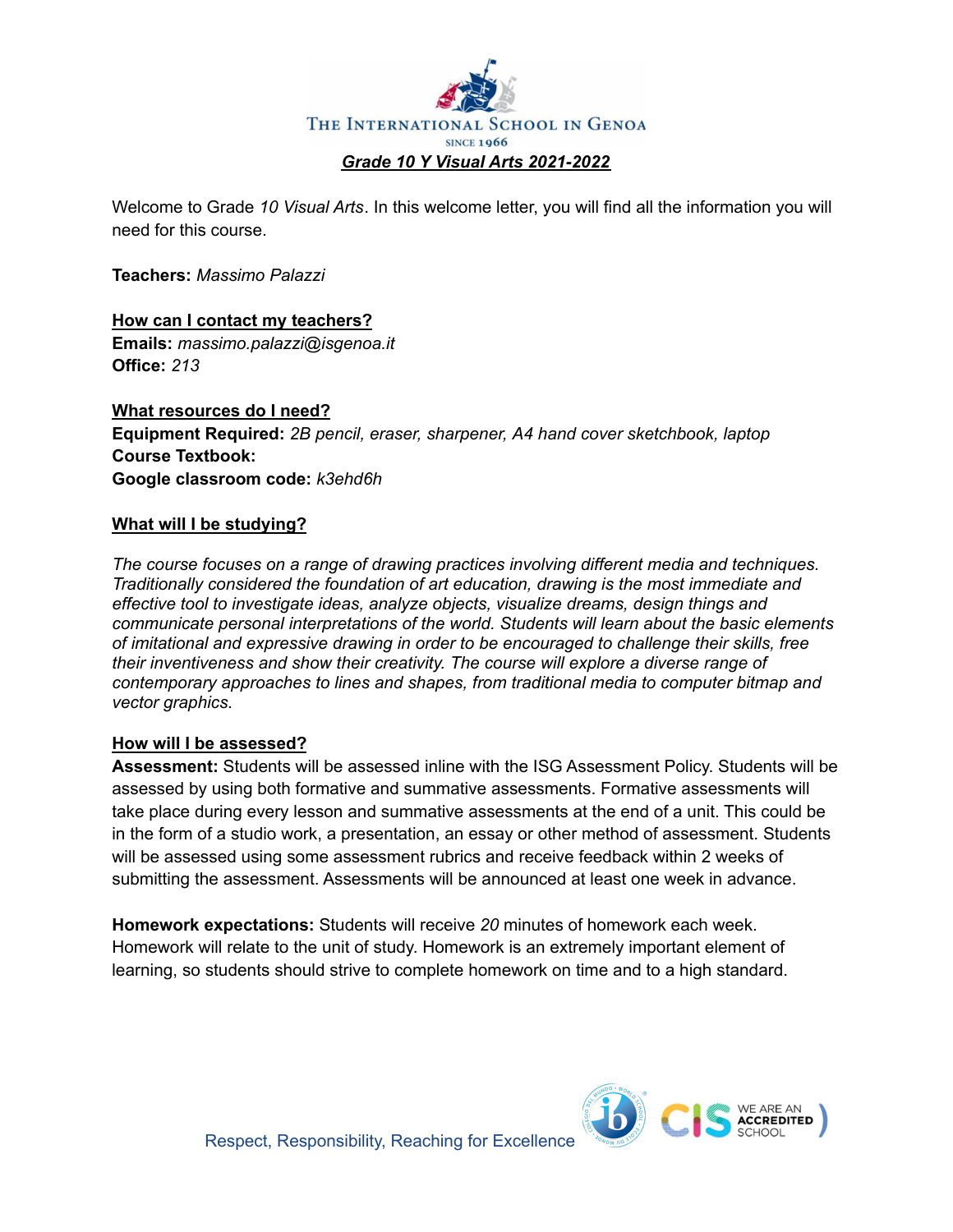THE INTERNATIONAL SCHOOL IN GENOA

SINCE 1966

## *Grade 10 Y Visual Arts 2021-2022*

Welcome to Grade *10 Visual Arts*. In this welcome letter, you will find all the information you will need for this course.

**Teachers:** *Massimo Palazzi*

### How can I contact my teachers?

**Emails:** *massimo.palazzi@isgenoa.it*
**Office:** *213*

### What resources do I need?

**Equipment Required:** *2B pencil, eraser, sharpener, A4 hand cover sketchbook, laptop*
**Course Textbook:**
**Google classroom code:** *k3ehd6h*

### What will I be studying?

*The course focuses on a range of drawing practices involving different media and techniques. Traditionally considered the foundation of art education, drawing is the most immediate and effective tool to investigate ideas, analyze objects, visualize dreams, design things and communicate personal interpretations of the world. Students will learn about the basic elements of imitational and expressive drawing in order to be encouraged to challenge their skills, free their inventiveness and show their creativity. The course will explore a diverse range of contemporary approaches to lines and shapes, from traditional media to computer bitmap and vector graphics.*

### How will I be assessed?

**Assessment:** Students will be assessed inline with the ISG Assessment Policy. Students will be assessed by using both formative and summative assessments. Formative assessments will take place during every lesson and summative assessments at the end of a unit. This could be in the form of a studio work, a presentation, an essay or other method of assessment. Students will be assessed using some assessment rubrics and receive feedback within 2 weeks of submitting the assessment. Assessments will be announced at least one week in advance.

**Homework expectations:** Students will receive *20* minutes of homework each week. Homework will relate to the unit of study. Homework is an extremely important element of learning, so students should strive to complete homework on time and to a high standard.

Respect, Responsibility, Reaching for Excellence

CIS WE ARE AN ACCREDITED SCHOOL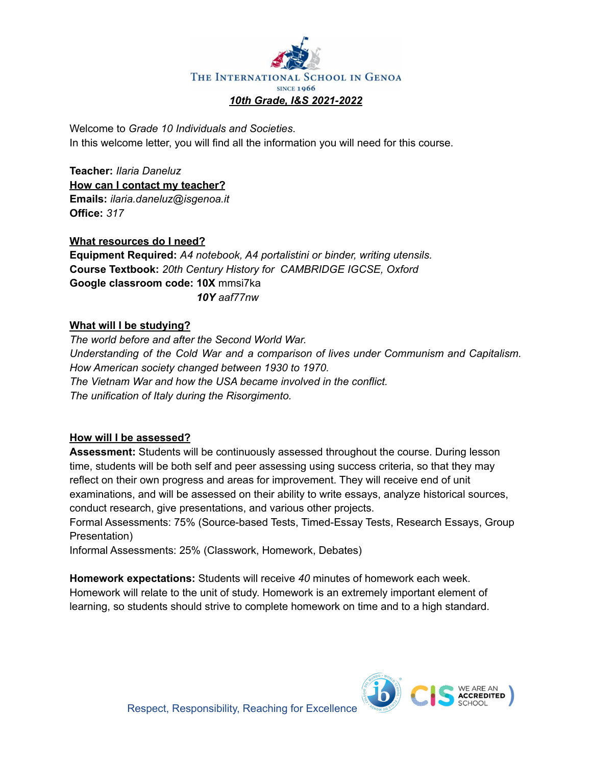The International School in Genoa

SINCE 1966

***10th Grade, I&S 2021-2022***

Welcome to *Grade 10 Individuals and Societies*.
In this welcome letter, you will find all the information you will need for this course.

**Teacher:** *Ilaria Daneluz*
**How can I contact my teacher?**
**Emails:** *ilaria.daneluz@isgenoa.it*
**Office:** *317*

**What resources do I need?**
**Equipment Required:** *A4 notebook, A4 portalistini or binder, writing utensils.*
**Course Textbook:** *20th Century History for CAMBRIDGE IGCSE, Oxford*
**Google classroom code:** **10X** mmsi7ka
***10Y*** *aaf77nw*

**What will I be studying?**
*The world before and after the Second World War.*
*Understanding of the Cold War and a comparison of lives under Communism and Capitalism.*
*How American society changed between 1930 to 1970.*
*The Vietnam War and how the USA became involved in the conflict.*
*The unification of Italy during the Risorgimento.*

**How will I be assessed?**
**Assessment:** Students will be continuously assessed throughout the course. During lesson time, students will be both self and peer assessing using success criteria, so that they may reflect on their own progress and areas for improvement. They will receive end of unit examinations, and will be assessed on their ability to write essays, analyze historical sources, conduct research, give presentations, and various other projects.
Formal Assessments: 75% (Source-based Tests, Timed-Essay Tests, Research Essays, Group Presentation)
Informal Assessments: 25% (Classwork, Homework, Debates)

**Homework expectations:** Students will receive *40* minutes of homework each week. Homework will relate to the unit of study. Homework is an extremely important element of learning, so students should strive to complete homework on time and to a high standard.

Respect, Responsibility, Reaching for Excellence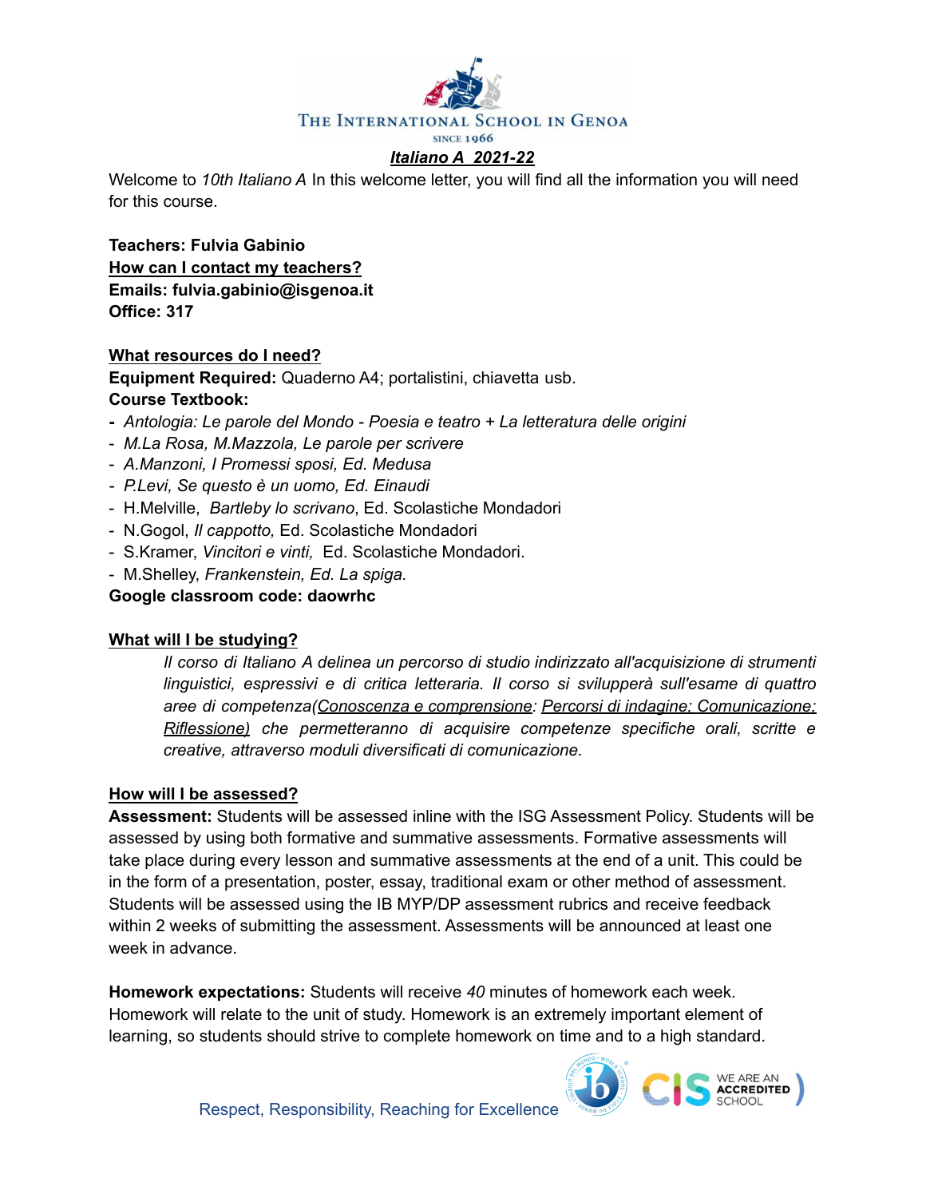THE INTERNATIONAL SCHOOL IN GENOA

SINCE 1966

# *Italiano A 2021-22*

Welcome to *10th Italiano A* In this welcome letter, you will find all the information you will need for this course.

**Teachers: Fulvia Gabinio**

**How can I contact my teachers?**

**Emails: fulvia.gabinio@isgenoa.it**

**Office: 317**

## What resources do I need?

**Equipment Required:** Quaderno A4; portalistini, chiavetta usb.

**Course Textbook:**

- *Antologia: Le parole del Mondo - Poesia e teatro + La letteratura delle origini*
- *M.La Rosa, M.Mazzola, Le parole per scrivere*
- *A.Manzoni, I Promessi sposi, Ed. Medusa*
- *P.Levi, Se questo è un uomo, Ed. Einaudi*
- H.Melville, *Bartleby lo scrivano*, Ed. Scolastiche Mondadori
- N.Gogol, *Il cappotto,* Ed. Scolastiche Mondadori
- S.Kramer, *Vincitori e vinti,* Ed. Scolastiche Mondadori.
- M.Shelley, *Frankenstein, Ed. La spiga.*

**Google classroom code: daowrhc**

## What will I be studying?

*Il corso di Italiano A delinea un percorso di studio indirizzato all'acquisizione di strumenti linguistici, espressivi e di critica letteraria. Il corso si svilupperà sull'esame di quattro aree di competenza(Conoscenza e comprensione: Percorsi di indagine; Comunicazione; Riflessione) che permetteranno di acquisire competenze specifiche orali, scritte e creative, attraverso moduli diversificati di comunicazione.*

## How will I be assessed?

**Assessment:** Students will be assessed inline with the ISG Assessment Policy. Students will be assessed by using both formative and summative assessments. Formative assessments will take place during every lesson and summative assessments at the end of a unit. This could be in the form of a presentation, poster, essay, traditional exam or other method of assessment. Students will be assessed using the IB MYP/DP assessment rubrics and receive feedback within 2 weeks of submitting the assessment. Assessments will be announced at least one week in advance.

**Homework expectations:** Students will receive *40* minutes of homework each week. Homework will relate to the unit of study. Homework is an extremely important element of learning, so students should strive to complete homework on time and to a high standard.

Respect, Responsibility, Reaching for Excellence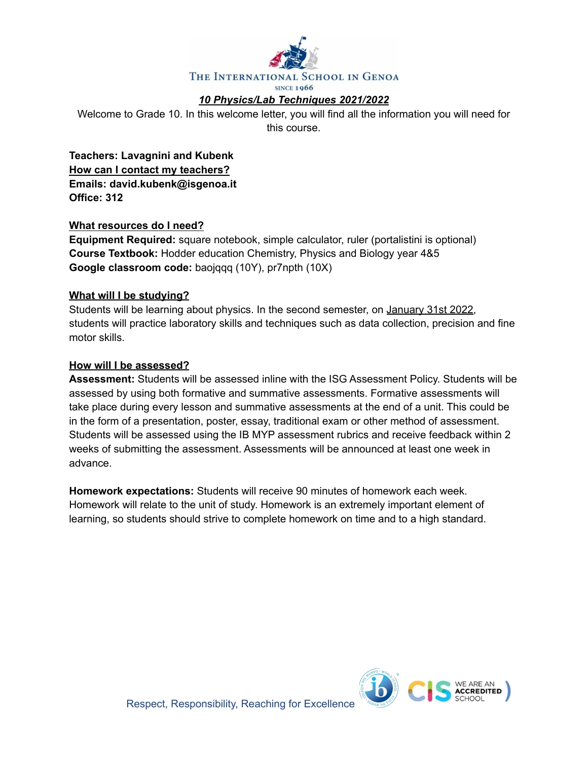THE INTERNATIONAL SCHOOL IN GENOA

SINCE 1966

# ***10 Physics/Lab Techniques 2021/2022***

Welcome to Grade 10. In this welcome letter, you will find all the information you will need for this course.

**Teachers: Lavagnini and Kubenk**

**How can I contact my teachers?**

**Emails: david.kubenk@isgenoa.it**

**Office: 312**

## What resources do I need?

**Equipment Required:** square notebook, simple calculator, ruler (portalistini is optional)

**Course Textbook:** Hodder education Chemistry, Physics and Biology year 4&5

**Google classroom code:** baojqqq (10Y), pr7npth (10X)

## What will I be studying?

Students will be learning about physics. In the second semester, on January 31st 2022, students will practice laboratory skills and techniques such as data collection, precision and fine motor skills.

## How will I be assessed?

**Assessment:** Students will be assessed inline with the ISG Assessment Policy. Students will be assessed by using both formative and summative assessments. Formative assessments will take place during every lesson and summative assessments at the end of a unit. This could be in the form of a presentation, poster, essay, traditional exam or other method of assessment. Students will be assessed using the IB MYP assessment rubrics and receive feedback within 2 weeks of submitting the assessment. Assessments will be announced at least one week in advance.

**Homework expectations:** Students will receive 90 minutes of homework each week. Homework will relate to the unit of study. Homework is an extremely important element of learning, so students should strive to complete homework on time and to a high standard.

Respect, Responsibility, Reaching for Excellence

WE ARE AN ACCREDITED SCHOOL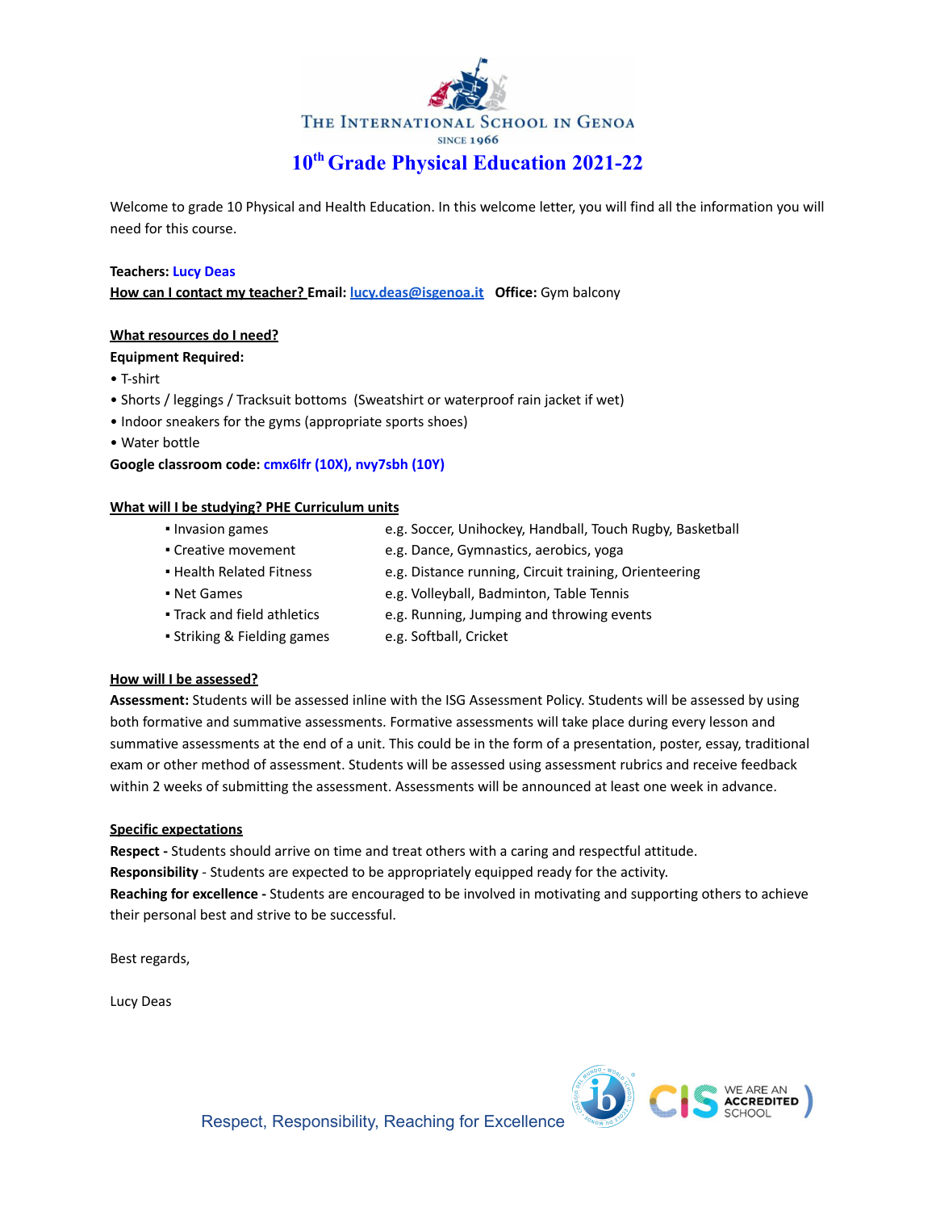THE INTERNATIONAL SCHOOL IN GENOA

SINCE 1966

# 10th Grade Physical Education 2021-22

Welcome to grade 10 Physical and Health Education. In this welcome letter, you will find all the information you will need for this course.

**Teachers:** Lucy Deas

**How can I contact my teacher? Email:** lucy.deas@isgenoa.it **Office:** Gym balcony

**What resources do I need?**

**Equipment Required:**

- T-shirt
- Shorts / leggings / Tracksuit bottoms (Sweatshirt or waterproof rain jacket if wet)
- Indoor sneakers for the gyms (appropriate sports shoes)
- Water bottle

**Google classroom code:** cmx6lfr (10X), nvy7sbh (10Y)

**What will I be studying? PHE Curriculum units**

| Unit | Examples |
|---|---|
| Invasion games | e.g. Soccer, Unihockey, Handball, Touch Rugby, Basketball |
| Creative movement | e.g. Dance, Gymnastics, aerobics, yoga |
| Health Related Fitness | e.g. Distance running, Circuit training, Orienteering |
| Net Games | e.g. Volleyball, Badminton, Table Tennis |
| Track and field athletics | e.g. Running, Jumping and throwing events |
| Striking & Fielding games | e.g. Softball, Cricket |

**How will I be assessed?**

**Assessment:** Students will be assessed inline with the ISG Assessment Policy. Students will be assessed by using both formative and summative assessments. Formative assessments will take place during every lesson and summative assessments at the end of a unit. This could be in the form of a presentation, poster, essay, traditional exam or other method of assessment. Students will be assessed using assessment rubrics and receive feedback within 2 weeks of submitting the assessment. Assessments will be announced at least one week in advance.

**Specific expectations**

**Respect -** Students should arrive on time and treat others with a caring and respectful attitude.

**Responsibility** - Students are expected to be appropriately equipped ready for the activity.

**Reaching for excellence -** Students are encouraged to be involved in motivating and supporting others to achieve their personal best and strive to be successful.

Best regards,

Lucy Deas

Respect, Responsibility, Reaching for Excellence

WE ARE AN ACCREDITED SCHOOL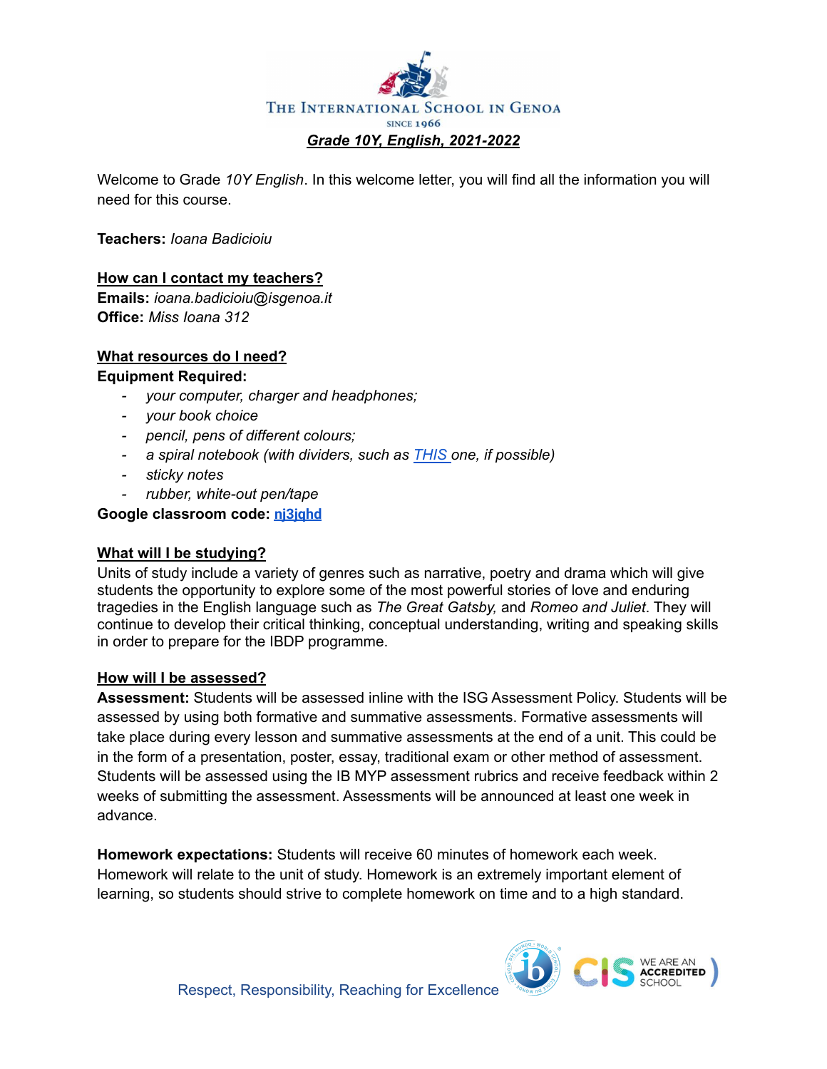The International School in Genoa

SINCE 1966

## *Grade 10Y, English, 2021-2022*

Welcome to Grade *10Y English*. In this welcome letter, you will find all the information you will need for this course.

**Teachers:** *Ioana Badicioiu*

### How can I contact my teachers?

**Emails:** *ioana.badicioiu@isgenoa.it*
**Office:** *Miss Ioana 312*

### What resources do I need?

**Equipment Required:**

- *your computer, charger and headphones;*
- *your book choice*
- *pencil, pens of different colours;*
- *a spiral notebook (with dividers, such as THIS one, if possible)*
- *sticky notes*
- *rubber, white-out pen/tape*

**Google classroom code:** **nj3jqhd**

### What will I be studying?

Units of study include a variety of genres such as narrative, poetry and drama which will give students the opportunity to explore some of the most powerful stories of love and enduring tragedies in the English language such as *The Great Gatsby,* and *Romeo and Juliet*. They will continue to develop their critical thinking, conceptual understanding, writing and speaking skills in order to prepare for the IBDP programme.

### How will I be assessed?

**Assessment:** Students will be assessed inline with the ISG Assessment Policy. Students will be assessed by using both formative and summative assessments. Formative assessments will take place during every lesson and summative assessments at the end of a unit. This could be in the form of a presentation, poster, essay, traditional exam or other method of assessment. Students will be assessed using the IB MYP assessment rubrics and receive feedback within 2 weeks of submitting the assessment. Assessments will be announced at least one week in advance.

**Homework expectations:** Students will receive 60 minutes of homework each week. Homework will relate to the unit of study. Homework is an extremely important element of learning, so students should strive to complete homework on time and to a high standard.

Respect, Responsibility, Reaching for Excellence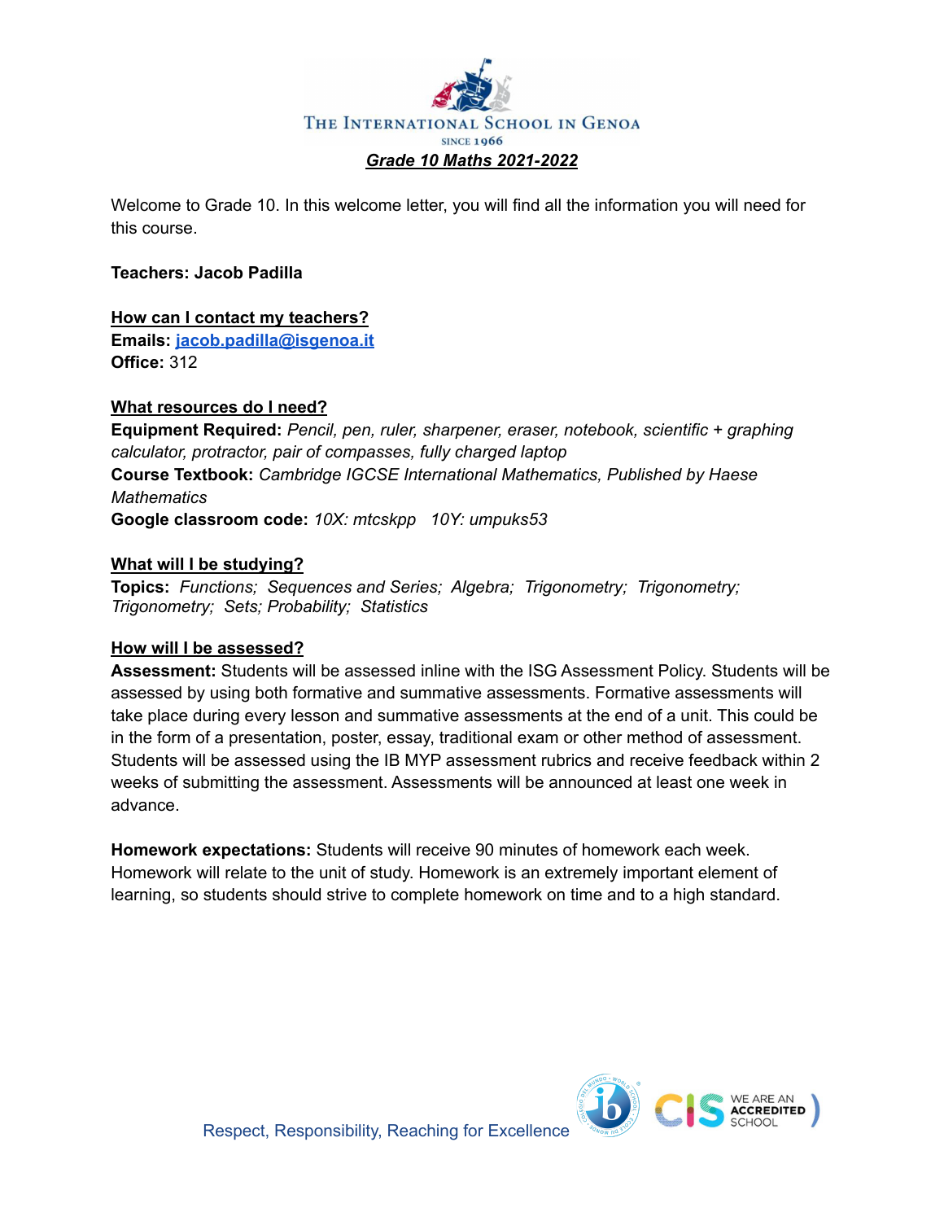The International School in Genoa

Since 1966

## ***Grade 10 Maths 2021-2022***

Welcome to Grade 10. In this welcome letter, you will find all the information you will need for this course.

**Teachers: Jacob Padilla**

**How can I contact my teachers?**

**Emails:** jacob.padilla@isgenoa.it

**Office:** 312

**What resources do I need?**

**Equipment Required:** *Pencil, pen, ruler, sharpener, eraser, notebook, scientific + graphing calculator, protractor, pair of compasses, fully charged laptop*

**Course Textbook:** *Cambridge IGCSE International Mathematics, Published by Haese Mathematics*

**Google classroom code:** *10X: mtcskpp 10Y: umpuks53*

**What will I be studying?**

**Topics:** *Functions; Sequences and Series; Algebra; Trigonometry; Trigonometry; Trigonometry; Sets; Probability; Statistics*

**How will I be assessed?**

**Assessment:** Students will be assessed inline with the ISG Assessment Policy. Students will be assessed by using both formative and summative assessments. Formative assessments will take place during every lesson and summative assessments at the end of a unit. This could be in the form of a presentation, poster, essay, traditional exam or other method of assessment. Students will be assessed using the IB MYP assessment rubrics and receive feedback within 2 weeks of submitting the assessment. Assessments will be announced at least one week in advance.

**Homework expectations:** Students will receive 90 minutes of homework each week. Homework will relate to the unit of study. Homework is an extremely important element of learning, so students should strive to complete homework on time and to a high standard.

Respect, Responsibility, Reaching for Excellence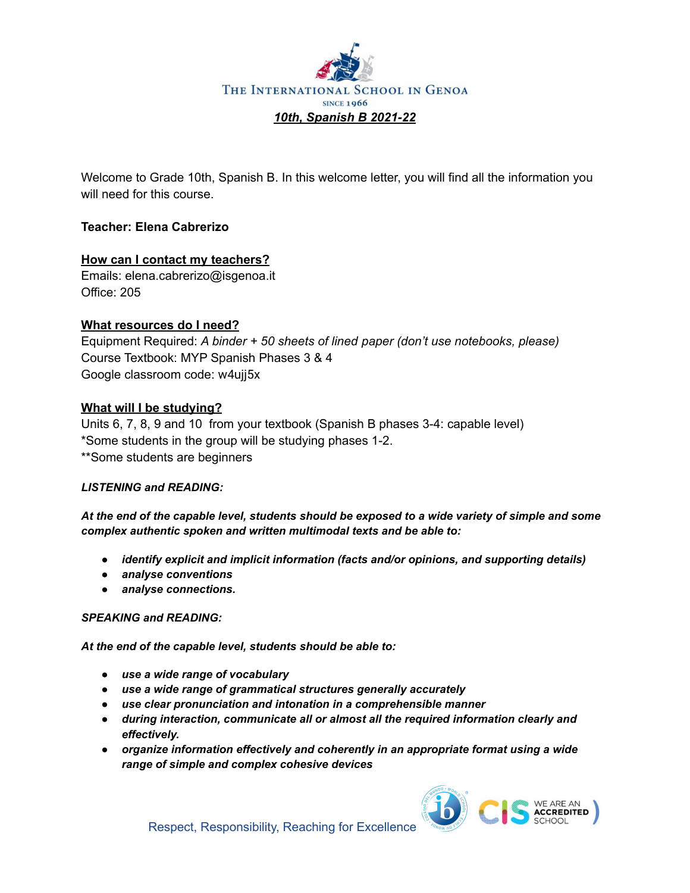THE INTERNATIONAL SCHOOL IN GENOA

SINCE 1966

***10th, Spanish B 2021-22***

Welcome to Grade 10th, Spanish B. In this welcome letter, you will find all the information you will need for this course.

**Teacher: Elena Cabrerizo**

**How can I contact my teachers?**

Emails: elena.cabrerizo@isgenoa.it
Office: 205

**What resources do I need?**

Equipment Required: *A binder + 50 sheets of lined paper (don't use notebooks, please)*
Course Textbook: MYP Spanish Phases 3 & 4
Google classroom code: w4ujj5x

**What will I be studying?**

Units 6, 7, 8, 9 and 10 from your textbook (Spanish B phases 3-4: capable level)
*Some students in the group will be studying phases 1-2.
**Some students are beginners

***LISTENING and READING:***

***At the end of the capable level, students should be exposed to a wide variety of simple and some complex authentic spoken and written multimodal texts and be able to:***

- ***identify explicit and implicit information (facts and/or opinions, and supporting details)***
- ***analyse conventions***
- ***analyse connections.***

***SPEAKING and READING:***

***At the end of the capable level, students should be able to:***

- ***use a wide range of vocabulary***
- ***use a wide range of grammatical structures generally accurately***
- ***use clear pronunciation and intonation in a comprehensible manner***
- ***during interaction, communicate all or almost all the required information clearly and effectively.***
- ***organize information effectively and coherently in an appropriate format using a wide range of simple and complex cohesive devices***

Respect, Responsibility, Reaching for Excellence

WE ARE AN ACCREDITED SCHOOL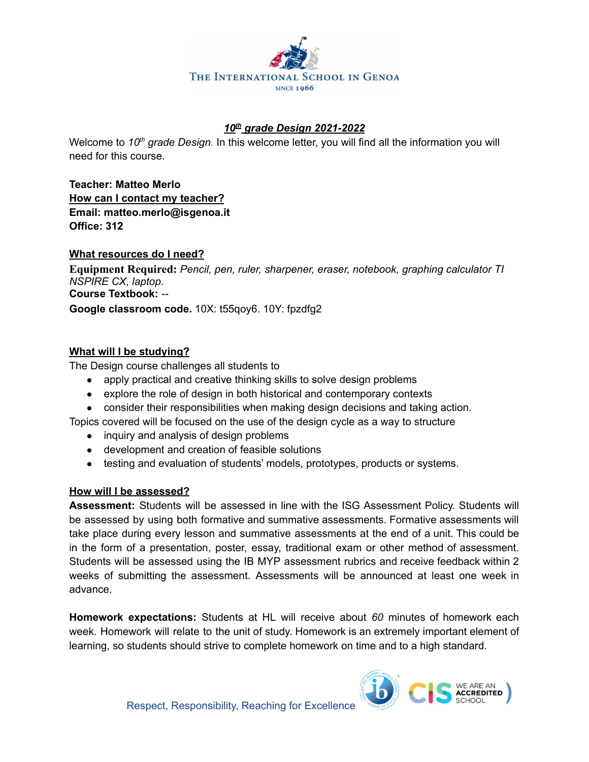THE INTERNATIONAL SCHOOL IN GENOA

SINCE 1966

## *10th grade Design 2021-2022*

Welcome to *10th grade Design*. In this welcome letter, you will find all the information you will need for this course.

**Teacher: Matteo Merlo**

**How can I contact my teacher?**

**Email: matteo.merlo@isgenoa.it**

**Office: 312**

### What resources do I need?

**Equipment Required:** *Pencil, pen, ruler, sharpener, eraser, notebook, graphing calculator TI NSPIRE CX, laptop.*

**Course Textbook:** --

**Google classroom code.** 10X: t55qoy6. 10Y: fpzdfg2

### What will I be studying?

The Design course challenges all students to

- apply practical and creative thinking skills to solve design problems
- explore the role of design in both historical and contemporary contexts
- consider their responsibilities when making design decisions and taking action.

Topics covered will be focused on the use of the design cycle as a way to structure

- inquiry and analysis of design problems
- development and creation of feasible solutions
- testing and evaluation of students' models, prototypes, products or systems.

### How will I be assessed?

**Assessment:** Students will be assessed in line with the ISG Assessment Policy. Students will be assessed by using both formative and summative assessments. Formative assessments will take place during every lesson and summative assessments at the end of a unit. This could be in the form of a presentation, poster, essay, traditional exam or other method of assessment. Students will be assessed using the IB MYP assessment rubrics and receive feedback within 2 weeks of submitting the assessment. Assessments will be announced at least one week in advance.

**Homework expectations:** Students at HL will receive about *60* minutes of homework each week. Homework will relate to the unit of study. Homework is an extremely important element of learning, so students should strive to complete homework on time and to a high standard.

Respect, Responsibility, Reaching for Excellence

WE ARE AN ACCREDITED SCHOOL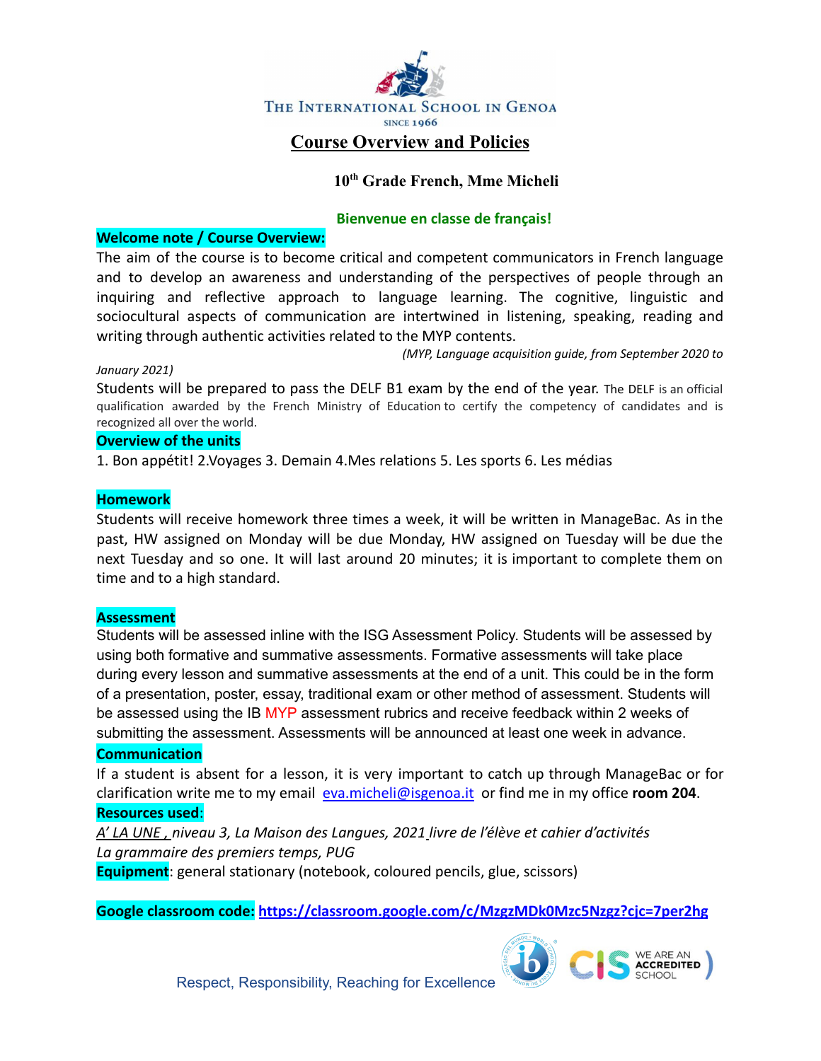THE INTERNATIONAL SCHOOL IN GENOA

SINCE 1966

# Course Overview and Policies

## 10th Grade French, Mme Micheli

**Bienvenue en classe de français!**

**Welcome note / Course Overview:**

The aim of the course is to become critical and competent communicators in French language and to develop an awareness and understanding of the perspectives of people through an inquiring and reflective approach to language learning. The cognitive, linguistic and sociocultural aspects of communication are intertwined in listening, speaking, reading and writing through authentic activities related to the MYP contents.

*(MYP, Language acquisition guide, from September 2020 to January 2021)*

Students will be prepared to pass the DELF B1 exam by the end of the year. The DELF is an official qualification awarded by the French Ministry of Education to certify the competency of candidates and is recognized all over the world.

**Overview of the units**

1. Bon appétit! 2.Voyages 3. Demain 4.Mes relations 5. Les sports 6. Les médias

**Homework**

Students will receive homework three times a week, it will be written in ManageBac. As in the past, HW assigned on Monday will be due Monday, HW assigned on Tuesday will be due the next Tuesday and so one. It will last around 20 minutes; it is important to complete them on time and to a high standard.

**Assessment**

Students will be assessed inline with the ISG Assessment Policy. Students will be assessed by using both formative and summative assessments. Formative assessments will take place during every lesson and summative assessments at the end of a unit. This could be in the form of a presentation, poster, essay, traditional exam or other method of assessment. Students will be assessed using the IB MYP assessment rubrics and receive feedback within 2 weeks of submitting the assessment. Assessments will be announced at least one week in advance.

**Communication**

If a student is absent for a lesson, it is very important to catch up through ManageBac or for clarification write me to my email eva.micheli@isgenoa.it or find me in my office **room 204**.

**Resources used**:

*A' LA UNE , niveau 3, La Maison des Langues, 2021 livre de l'élève et cahier d'activités*

*La grammaire des premiers temps, PUG*

**Equipment**: general stationary (notebook, coloured pencils, glue, scissors)

**Google classroom code: https://classroom.google.com/c/MzgzMDk0Mzc5Nzgz?cjc=7per2hg**

Respect, Responsibility, Reaching for Excellence

WE ARE AN ACCREDITED SCHOOL